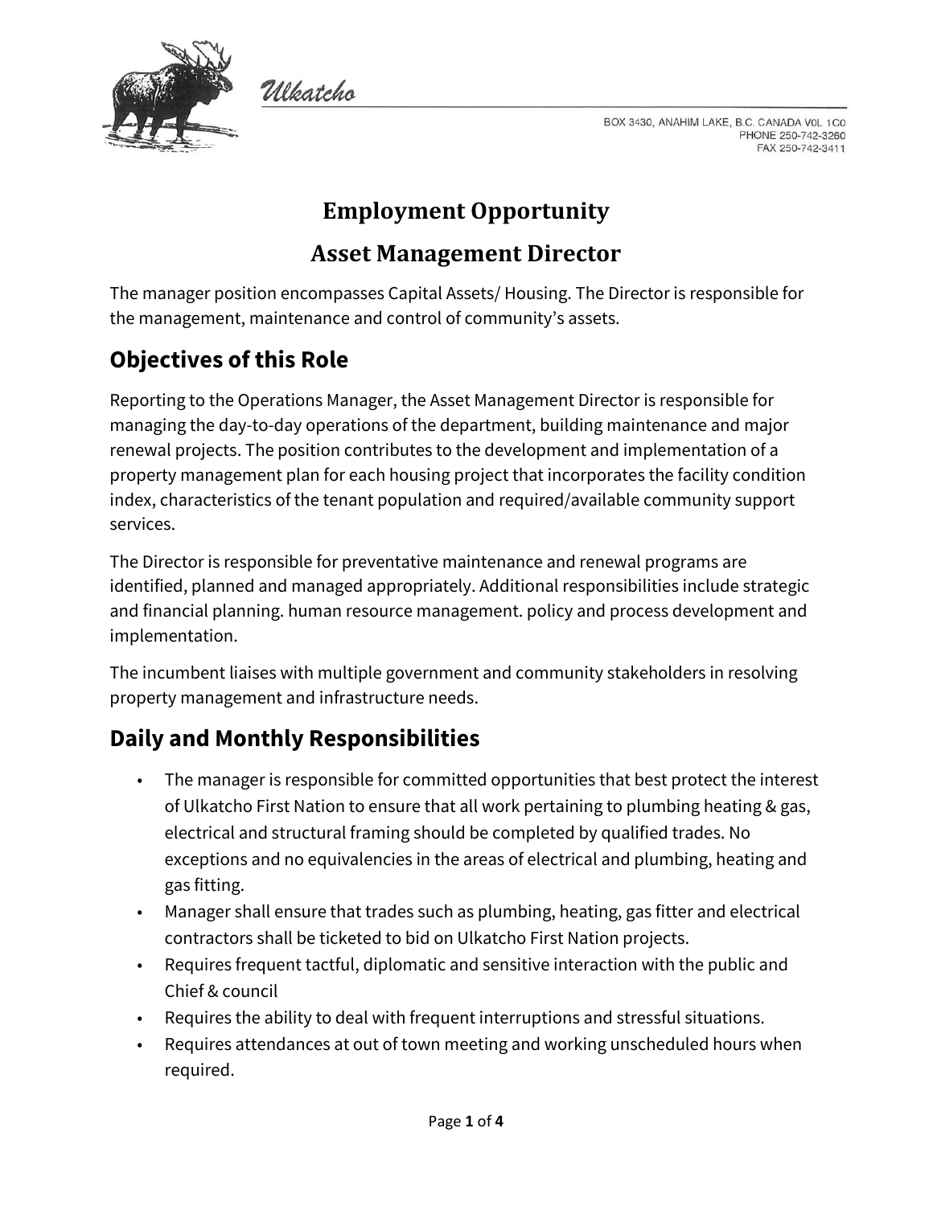Ulkatcho

BOX 3430, ANAHIM LAKE, B.C. CANADA V0L 1C0
PHONE 250-742-3260
FAX 250-742-3411

# Employment Opportunity

# Asset Management Director

The manager position encompasses Capital Assets/ Housing. The Director is responsible for the management, maintenance and control of community's assets.

## Objectives of this Role

Reporting to the Operations Manager, the Asset Management Director is responsible for managing the day-to-day operations of the department, building maintenance and major renewal projects. The position contributes to the development and implementation of a property management plan for each housing project that incorporates the facility condition index, characteristics of the tenant population and required/available community support services.

The Director is responsible for preventative maintenance and renewal programs are identified, planned and managed appropriately. Additional responsibilities include strategic and financial planning. human resource management. policy and process development and implementation.

The incumbent liaises with multiple government and community stakeholders in resolving property management and infrastructure needs.

## Daily and Monthly Responsibilities

- The manager is responsible for committed opportunities that best protect the interest of Ulkatcho First Nation to ensure that all work pertaining to plumbing heating & gas, electrical and structural framing should be completed by qualified trades. No exceptions and no equivalencies in the areas of electrical and plumbing, heating and gas fitting.
- Manager shall ensure that trades such as plumbing, heating, gas fitter and electrical contractors shall be ticketed to bid on Ulkatcho First Nation projects.
- Requires frequent tactful, diplomatic and sensitive interaction with the public and Chief & council
- Requires the ability to deal with frequent interruptions and stressful situations.
- Requires attendances at out of town meeting and working unscheduled hours when required.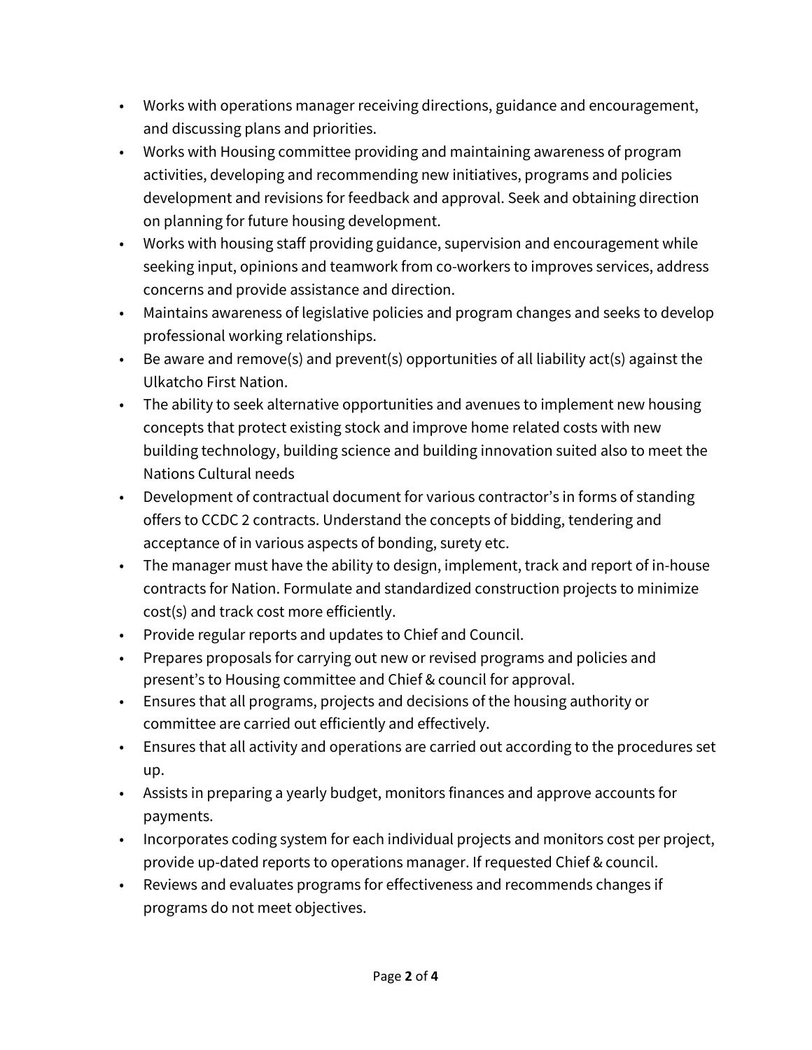- Works with operations manager receiving directions, guidance and encouragement, and discussing plans and priorities.
- Works with Housing committee providing and maintaining awareness of program activities, developing and recommending new initiatives, programs and policies development and revisions for feedback and approval. Seek and obtaining direction on planning for future housing development.
- Works with housing staff providing guidance, supervision and encouragement while seeking input, opinions and teamwork from co-workers to improves services, address concerns and provide assistance and direction.
- Maintains awareness of legislative policies and program changes and seeks to develop professional working relationships.
- Be aware and remove(s) and prevent(s) opportunities of all liability act(s) against the Ulkatcho First Nation.
- The ability to seek alternative opportunities and avenues to implement new housing concepts that protect existing stock and improve home related costs with new building technology, building science and building innovation suited also to meet the Nations Cultural needs
- Development of contractual document for various contractor's in forms of standing offers to CCDC 2 contracts. Understand the concepts of bidding, tendering and acceptance of in various aspects of bonding, surety etc.
- The manager must have the ability to design, implement, track and report of in-house contracts for Nation. Formulate and standardized construction projects to minimize cost(s) and track cost more efficiently.
- Provide regular reports and updates to Chief and Council.
- Prepares proposals for carrying out new or revised programs and policies and present's to Housing committee and Chief & council for approval.
- Ensures that all programs, projects and decisions of the housing authority or committee are carried out efficiently and effectively.
- Ensures that all activity and operations are carried out according to the procedures set up.
- Assists in preparing a yearly budget, monitors finances and approve accounts for payments.
- Incorporates coding system for each individual projects and monitors cost per project, provide up-dated reports to operations manager. If requested Chief & council.
- Reviews and evaluates programs for effectiveness and recommends changes if programs do not meet objectives.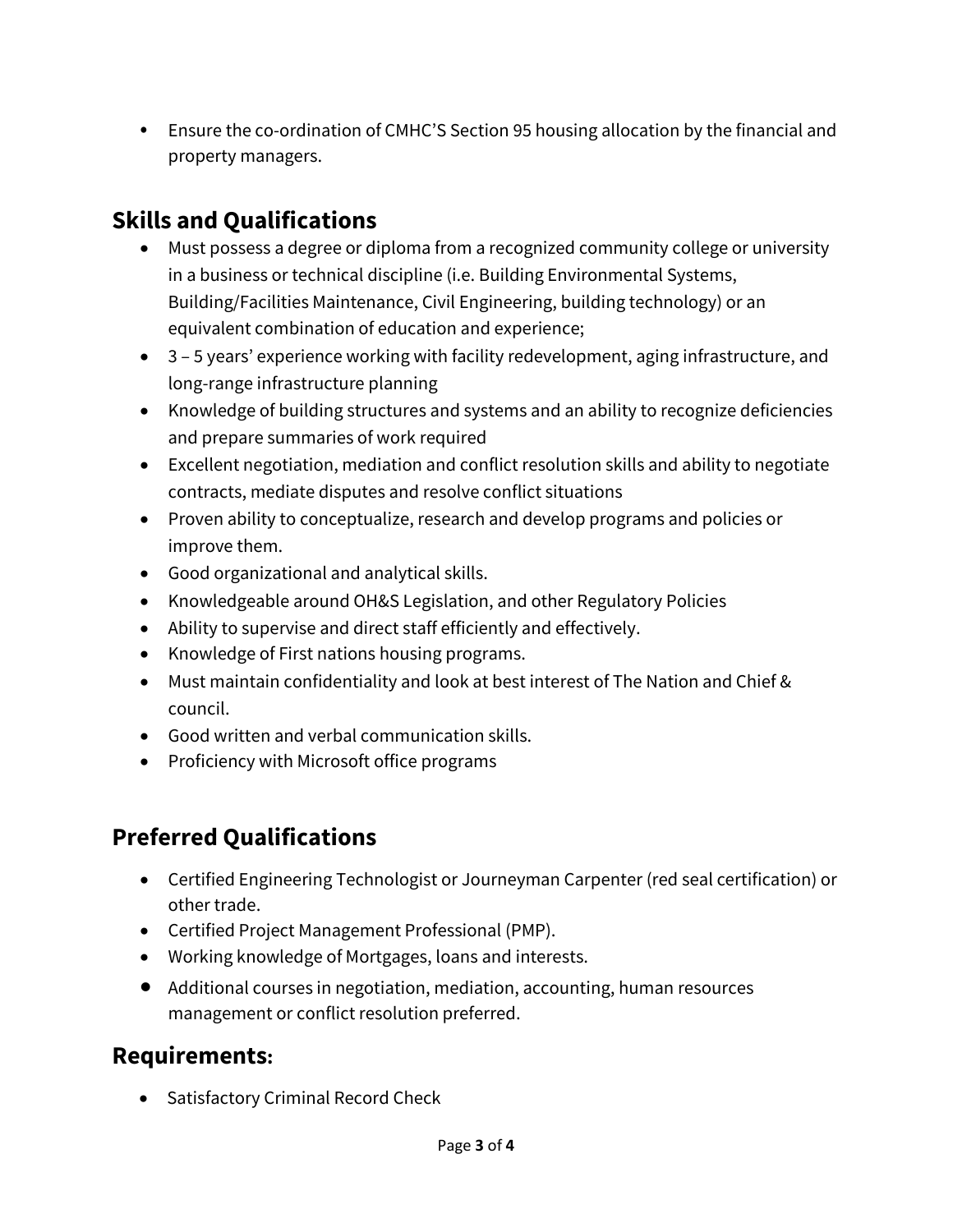- Ensure the co-ordination of CMHC'S Section 95 housing allocation by the financial and property managers.

## Skills and Qualifications

- Must possess a degree or diploma from a recognized community college or university in a business or technical discipline (i.e. Building Environmental Systems, Building/Facilities Maintenance, Civil Engineering, building technology) or an equivalent combination of education and experience;
- 3 – 5 years' experience working with facility redevelopment, aging infrastructure, and long-range infrastructure planning
- Knowledge of building structures and systems and an ability to recognize deficiencies and prepare summaries of work required
- Excellent negotiation, mediation and conflict resolution skills and ability to negotiate contracts, mediate disputes and resolve conflict situations
- Proven ability to conceptualize, research and develop programs and policies or improve them.
- Good organizational and analytical skills.
- Knowledgeable around OH&S Legislation, and other Regulatory Policies
- Ability to supervise and direct staff efficiently and effectively.
- Knowledge of First nations housing programs.
- Must maintain confidentiality and look at best interest of The Nation and Chief & council.
- Good written and verbal communication skills.
- Proficiency with Microsoft office programs

## Preferred Qualifications

- Certified Engineering Technologist or Journeyman Carpenter (red seal certification) or other trade.
- Certified Project Management Professional (PMP).
- Working knowledge of Mortgages, loans and interests.
- Additional courses in negotiation, mediation, accounting, human resources management or conflict resolution preferred.

## Requirements:

- Satisfactory Criminal Record Check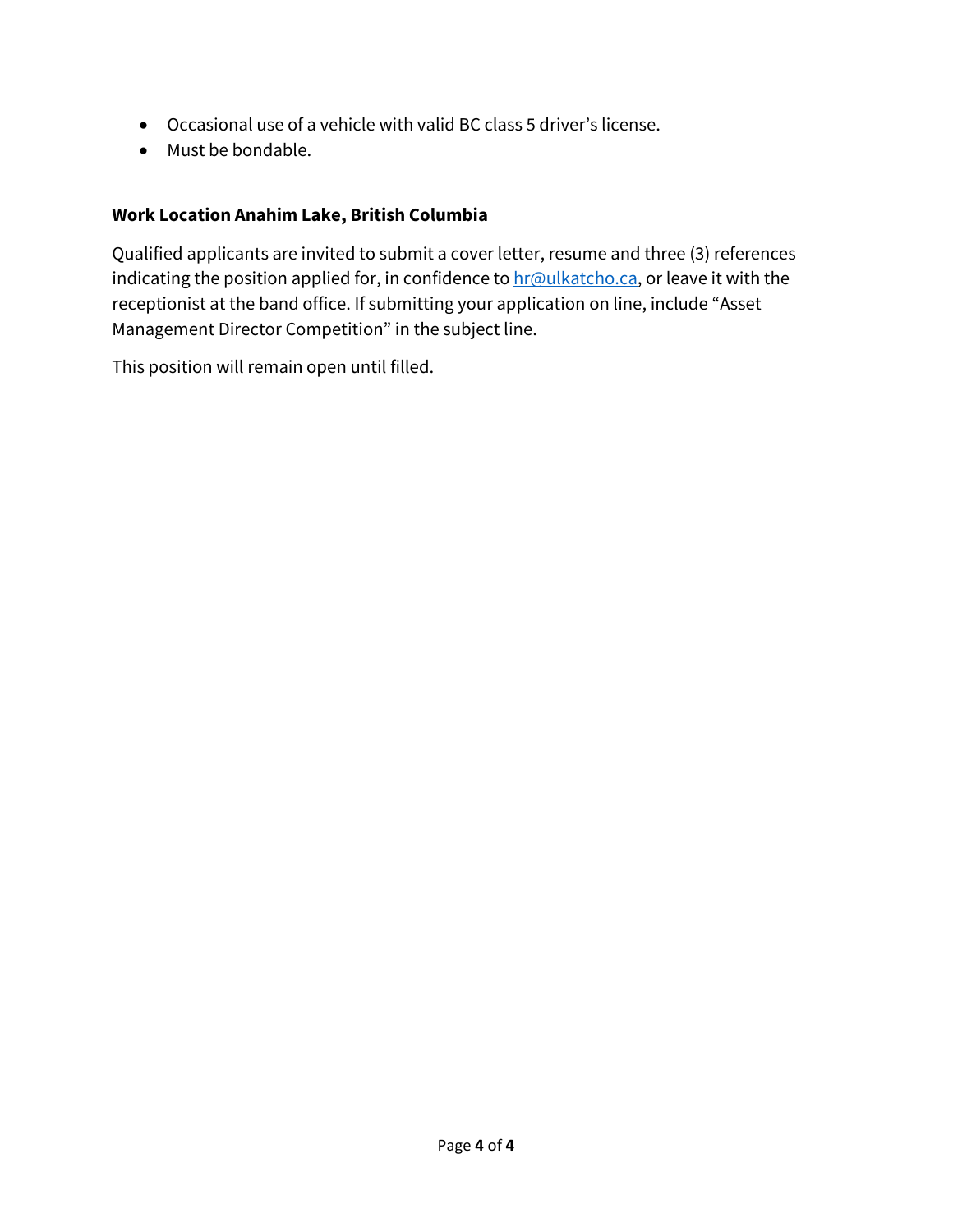- Occasional use of a vehicle with valid BC class 5 driver's license.
- Must be bondable.

**Work Location Anahim Lake, British Columbia**

Qualified applicants are invited to submit a cover letter, resume and three (3) references indicating the position applied for, in confidence to hr@ulkatcho.ca, or leave it with the receptionist at the band office. If submitting your application on line, include "Asset Management Director Competition" in the subject line.

This position will remain open until filled.